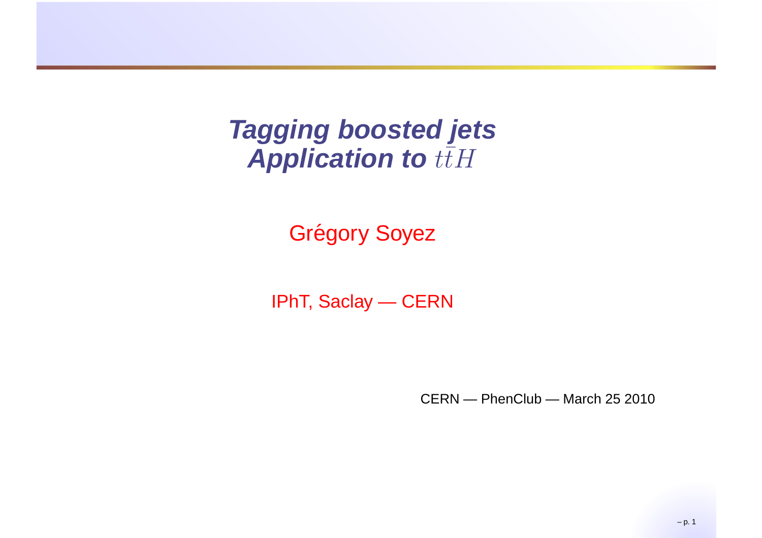# *Tagging boosted jets*
# *Application to $t\bar{t}H$*

Grégory Soyez

IPhT, Saclay — CERN

CERN — PhenClub — March 25 2010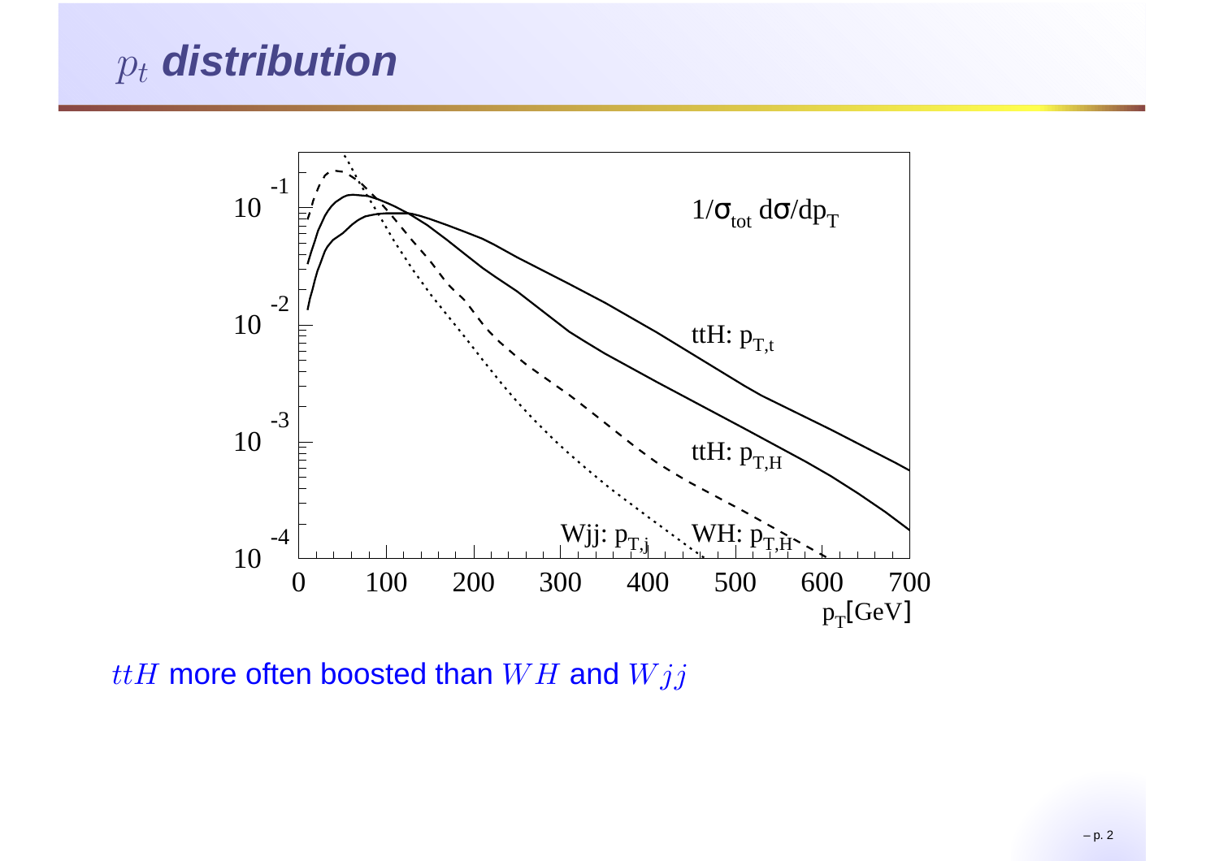# $p_t$ distribution

$ttH$ more often boosted than $WH$ and $Wjj$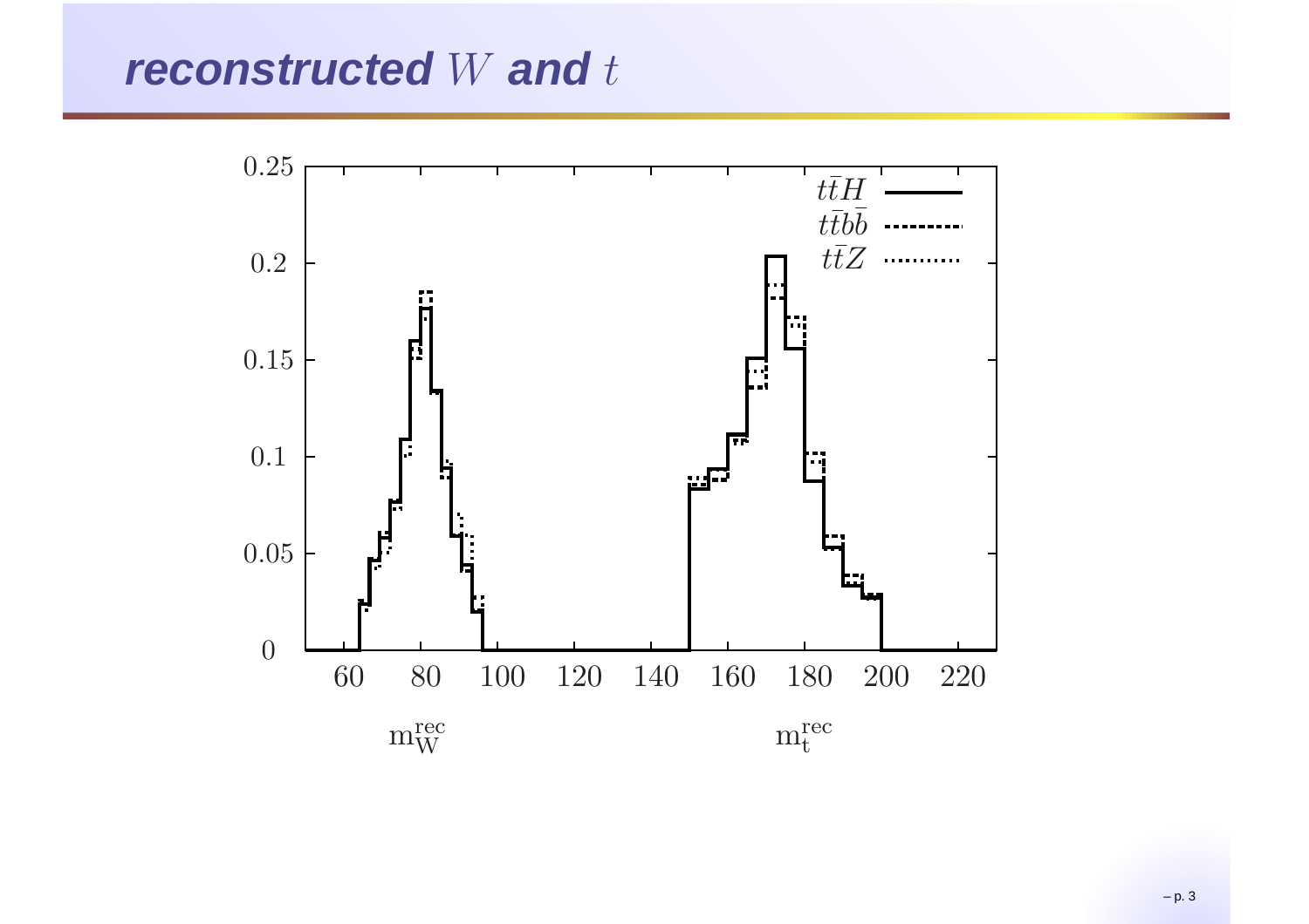# *reconstructed* $W$ *and* $t$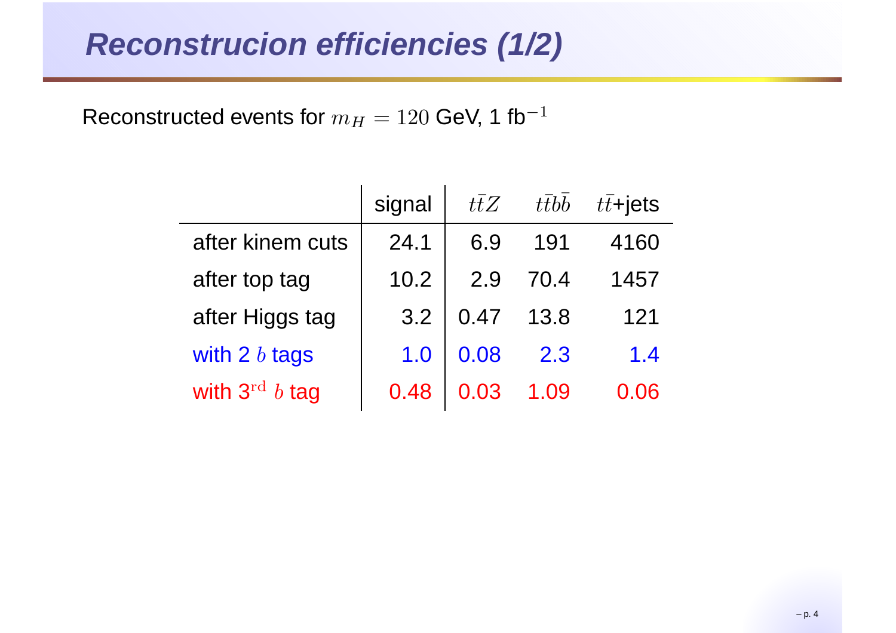# Reconstrucion efficiencies (1/2)

Reconstructed events for $m_H = 120$ GeV, 1 fb$^{-1}$

| | signal | $t\bar{t}Z$ | $t\bar{t}b\bar{b}$ | $t\bar{t}$+jets |
|---|---|---|---|---|
| after kinem cuts | 24.1 | 6.9 | 191 | 4160 |
| after top tag | 10.2 | 2.9 | 70.4 | 1457 |
| after Higgs tag | 3.2 | 0.47 | 13.8 | 121 |
| with 2 $b$ tags | 1.0 | 0.08 | 2.3 | 1.4 |
| with 3$^{\text{rd}}$ $b$ tag | 0.48 | 0.03 | 1.09 | 0.06 |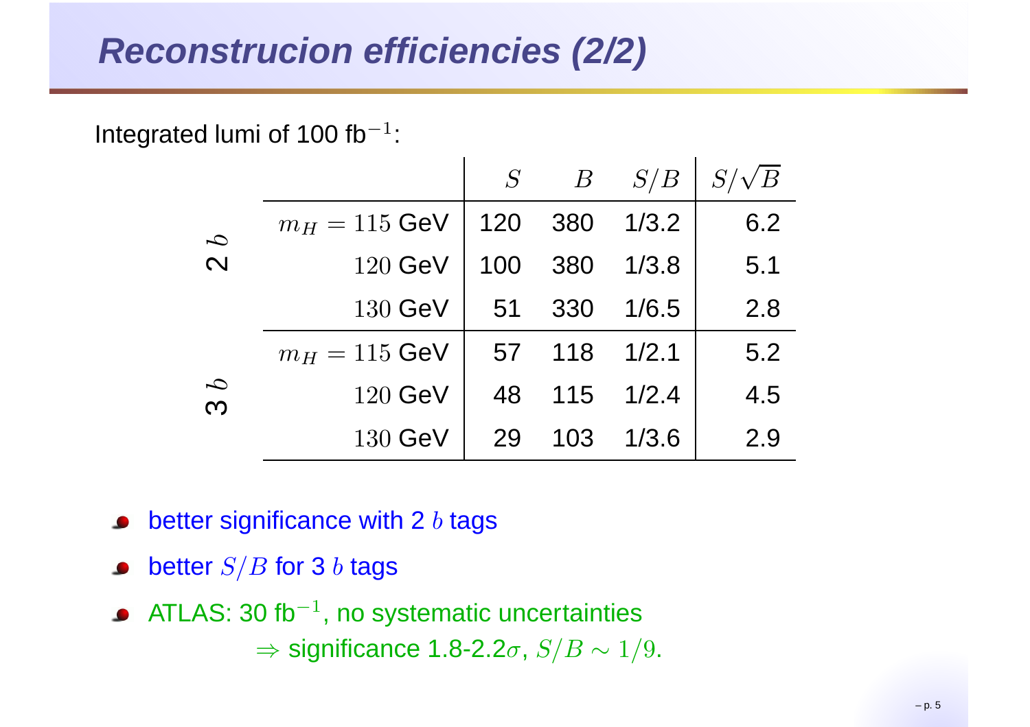# Reconstrucion efficiencies (2/2)

Integrated lumi of 100 fb$^{-1}$:

| | | $S$ | $B$ | $S/B$ | $S/\sqrt{B}$ |
|---|---|---|---|---|---|
| 2 $b$ | $m_H = 115$ GeV | 120 | 380 | 1/3.2 | 6.2 |
| | $120$ GeV | 100 | 380 | 1/3.8 | 5.1 |
| | $130$ GeV | 51 | 330 | 1/6.5 | 2.8 |
| 3 $b$ | $m_H = 115$ GeV | 57 | 118 | 1/2.1 | 5.2 |
| | $120$ GeV | 48 | 115 | 1/2.4 | 4.5 |
| | $130$ GeV | 29 | 103 | 1/3.6 | 2.9 |

- better significance with 2 $b$ tags
- better $S/B$ for 3 $b$ tags
- ATLAS: 30 fb$^{-1}$, no systematic uncertainties
  $\Rightarrow$ significance 1.8-2.2$\sigma$, $S/B \sim 1/9$.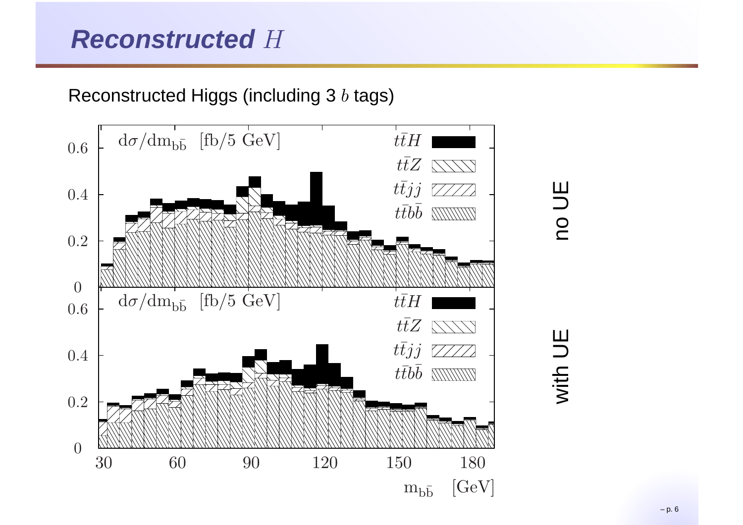# Reconstructed $H$

Reconstructed Higgs (including 3 $b$ tags)

$\mathrm{d}\sigma/\mathrm{dm}_{\mathrm{b\bar{b}}}$ [fb/5 GeV]

$t\bar{t}H$

$t\bar{t}Z$

$t\bar{t}jj$

$t\bar{t}b\bar{b}$

0.6

0.4

0.2

0

no UE

$\mathrm{d}\sigma/\mathrm{dm}_{\mathrm{b\bar{b}}}$ [fb/5 GeV]

$t\bar{t}H$

$t\bar{t}Z$

$t\bar{t}jj$

$t\bar{t}b\bar{b}$

0.6

0.4

0.2

0

with UE

30 60 90 120 150 180

$\mathrm{m}_{\mathrm{b\bar{b}}}$ [GeV]